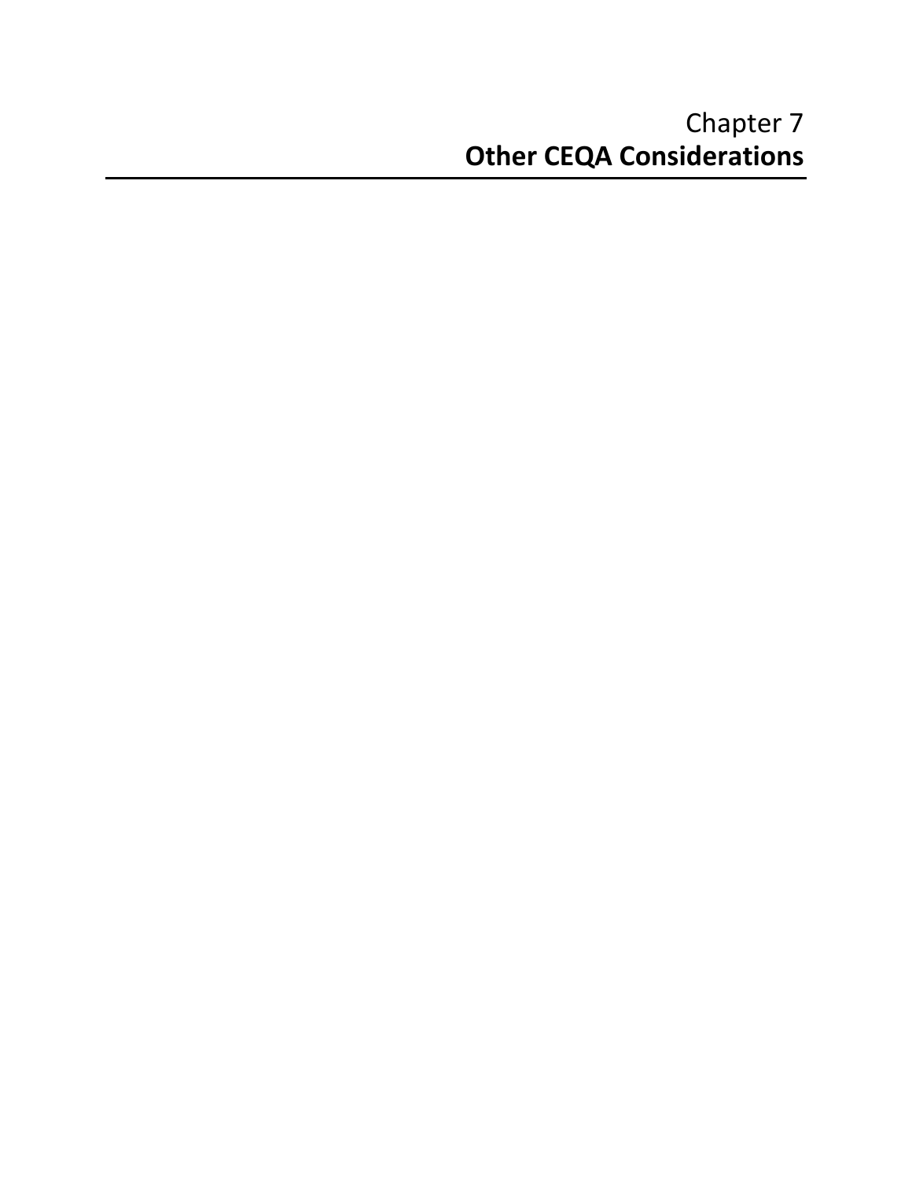# Chapter 7
# **Other CEQA Considerations**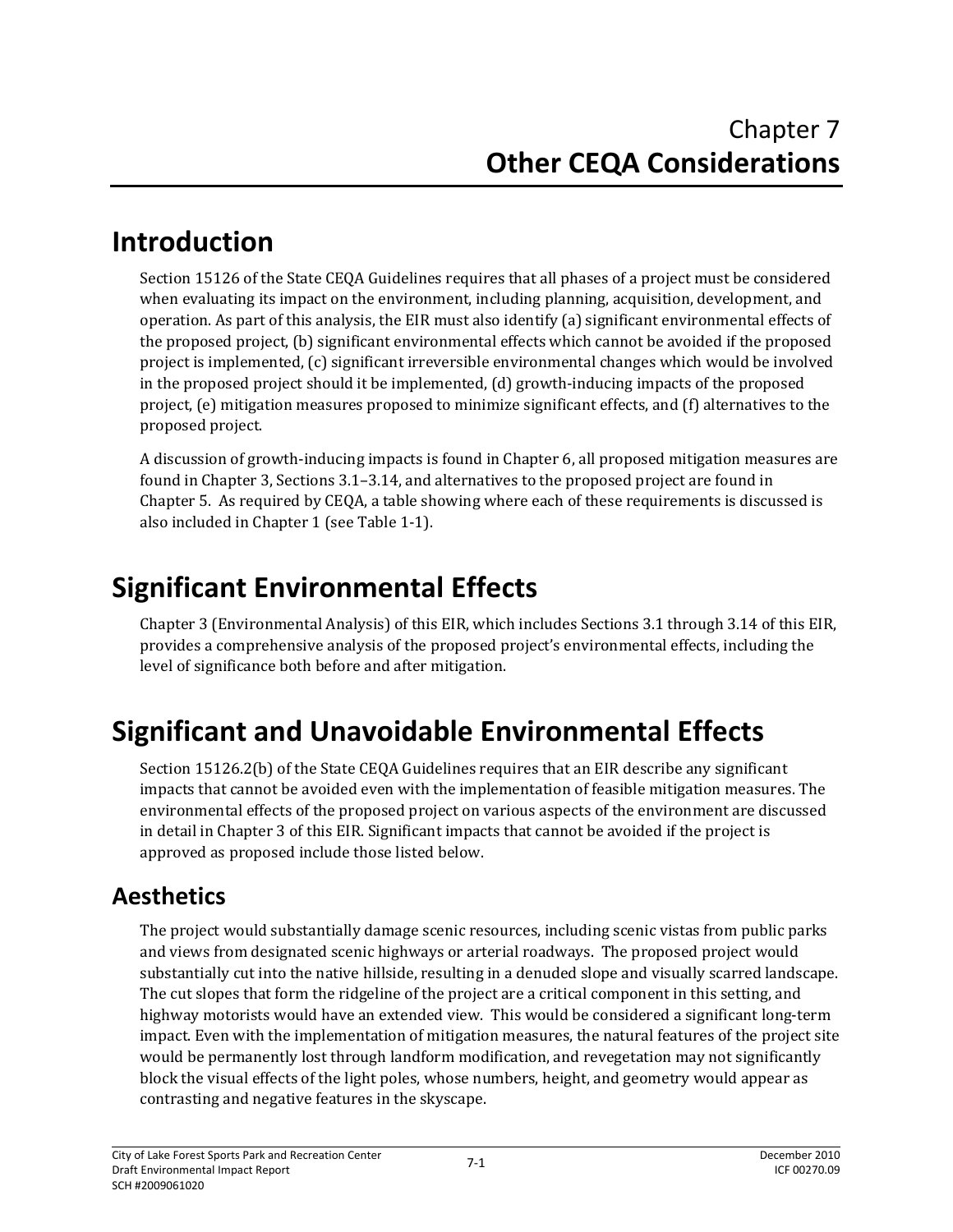# Chapter 7
# Other CEQA Considerations

## Introduction

Section 15126 of the State CEQA Guidelines requires that all phases of a project must be considered when evaluating its impact on the environment, including planning, acquisition, development, and operation. As part of this analysis, the EIR must also identify (a) significant environmental effects of the proposed project, (b) significant environmental effects which cannot be avoided if the proposed project is implemented, (c) significant irreversible environmental changes which would be involved in the proposed project should it be implemented, (d) growth-inducing impacts of the proposed project, (e) mitigation measures proposed to minimize significant effects, and (f) alternatives to the proposed project.

A discussion of growth-inducing impacts is found in Chapter 6, all proposed mitigation measures are found in Chapter 3, Sections 3.1–3.14, and alternatives to the proposed project are found in Chapter 5. As required by CEQA, a table showing where each of these requirements is discussed is also included in Chapter 1 (see Table 1-1).

## Significant Environmental Effects

Chapter 3 (Environmental Analysis) of this EIR, which includes Sections 3.1 through 3.14 of this EIR, provides a comprehensive analysis of the proposed project's environmental effects, including the level of significance both before and after mitigation.

## Significant and Unavoidable Environmental Effects

Section 15126.2(b) of the State CEQA Guidelines requires that an EIR describe any significant impacts that cannot be avoided even with the implementation of feasible mitigation measures. The environmental effects of the proposed project on various aspects of the environment are discussed in detail in Chapter 3 of this EIR. Significant impacts that cannot be avoided if the project is approved as proposed include those listed below.

### Aesthetics

The project would substantially damage scenic resources, including scenic vistas from public parks and views from designated scenic highways or arterial roadways. The proposed project would substantially cut into the native hillside, resulting in a denuded slope and visually scarred landscape. The cut slopes that form the ridgeline of the project are a critical component in this setting, and highway motorists would have an extended view. This would be considered a significant long-term impact. Even with the implementation of mitigation measures, the natural features of the project site would be permanently lost through landform modification, and revegetation may not significantly block the visual effects of the light poles, whose numbers, height, and geometry would appear as contrasting and negative features in the skyscape.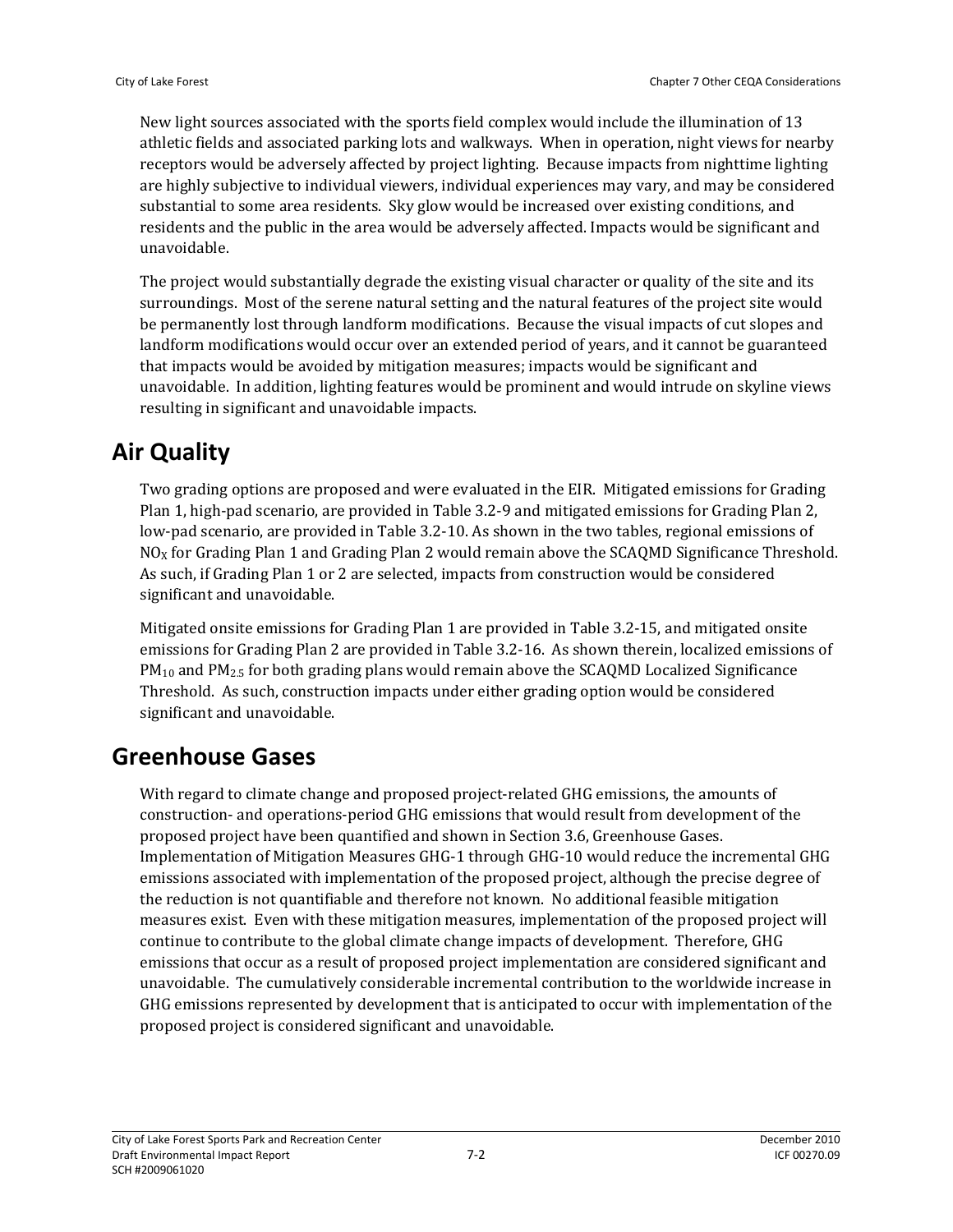New light sources associated with the sports field complex would include the illumination of 13 athletic fields and associated parking lots and walkways. When in operation, night views for nearby receptors would be adversely affected by project lighting. Because impacts from nighttime lighting are highly subjective to individual viewers, individual experiences may vary, and may be considered substantial to some area residents. Sky glow would be increased over existing conditions, and residents and the public in the area would be adversely affected. Impacts would be significant and unavoidable.

The project would substantially degrade the existing visual character or quality of the site and its surroundings. Most of the serene natural setting and the natural features of the project site would be permanently lost through landform modifications. Because the visual impacts of cut slopes and landform modifications would occur over an extended period of years, and it cannot be guaranteed that impacts would be avoided by mitigation measures; impacts would be significant and unavoidable. In addition, lighting features would be prominent and would intrude on skyline views resulting in significant and unavoidable impacts.

# Air Quality

Two grading options are proposed and were evaluated in the EIR. Mitigated emissions for Grading Plan 1, high-pad scenario, are provided in Table 3.2-9 and mitigated emissions for Grading Plan 2, low-pad scenario, are provided in Table 3.2-10. As shown in the two tables, regional emissions of $NO_X$ for Grading Plan 1 and Grading Plan 2 would remain above the SCAQMD Significance Threshold. As such, if Grading Plan 1 or 2 are selected, impacts from construction would be considered significant and unavoidable.

Mitigated onsite emissions for Grading Plan 1 are provided in Table 3.2-15, and mitigated onsite emissions for Grading Plan 2 are provided in Table 3.2-16. As shown therein, localized emissions of $PM_{10}$ and $PM_{2.5}$ for both grading plans would remain above the SCAQMD Localized Significance Threshold. As such, construction impacts under either grading option would be considered significant and unavoidable.

# Greenhouse Gases

With regard to climate change and proposed project-related GHG emissions, the amounts of construction- and operations-period GHG emissions that would result from development of the proposed project have been quantified and shown in Section 3.6, Greenhouse Gases. Implementation of Mitigation Measures GHG-1 through GHG-10 would reduce the incremental GHG emissions associated with implementation of the proposed project, although the precise degree of the reduction is not quantifiable and therefore not known. No additional feasible mitigation measures exist. Even with these mitigation measures, implementation of the proposed project will continue to contribute to the global climate change impacts of development. Therefore, GHG emissions that occur as a result of proposed project implementation are considered significant and unavoidable. The cumulatively considerable incremental contribution to the worldwide increase in GHG emissions represented by development that is anticipated to occur with implementation of the proposed project is considered significant and unavoidable.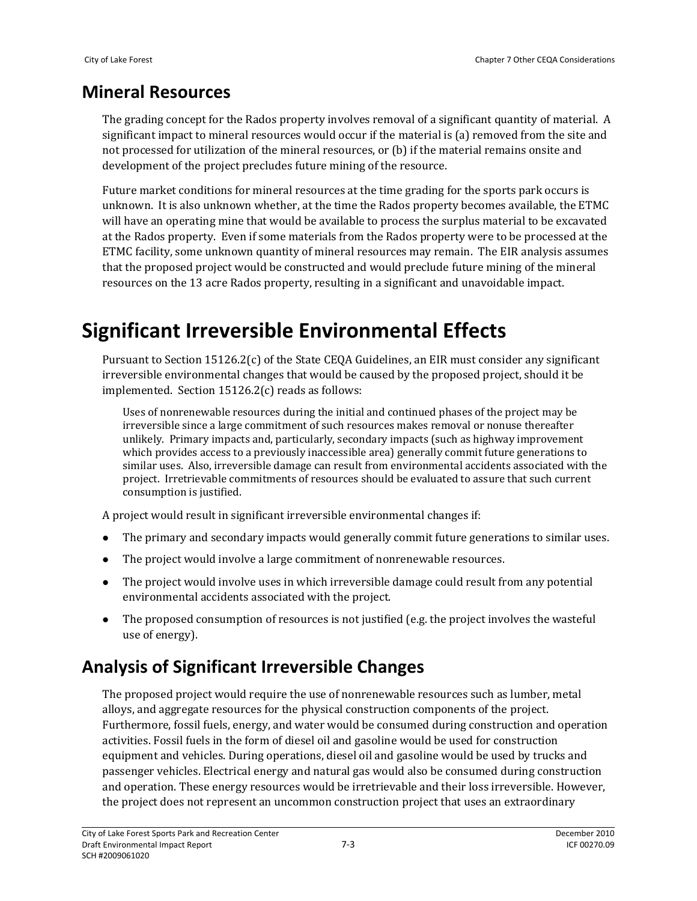## Mineral Resources

The grading concept for the Rados property involves removal of a significant quantity of material. A significant impact to mineral resources would occur if the material is (a) removed from the site and not processed for utilization of the mineral resources, or (b) if the material remains onsite and development of the project precludes future mining of the resource.

Future market conditions for mineral resources at the time grading for the sports park occurs is unknown. It is also unknown whether, at the time the Rados property becomes available, the ETMC will have an operating mine that would be available to process the surplus material to be excavated at the Rados property. Even if some materials from the Rados property were to be processed at the ETMC facility, some unknown quantity of mineral resources may remain. The EIR analysis assumes that the proposed project would be constructed and would preclude future mining of the mineral resources on the 13 acre Rados property, resulting in a significant and unavoidable impact.

# Significant Irreversible Environmental Effects

Pursuant to Section 15126.2(c) of the State CEQA Guidelines, an EIR must consider any significant irreversible environmental changes that would be caused by the proposed project, should it be implemented. Section 15126.2(c) reads as follows:

> Uses of nonrenewable resources during the initial and continued phases of the project may be irreversible since a large commitment of such resources makes removal or nonuse thereafter unlikely. Primary impacts and, particularly, secondary impacts (such as highway improvement which provides access to a previously inaccessible area) generally commit future generations to similar uses. Also, irreversible damage can result from environmental accidents associated with the project. Irretrievable commitments of resources should be evaluated to assure that such current consumption is justified.

A project would result in significant irreversible environmental changes if:

- The primary and secondary impacts would generally commit future generations to similar uses.
- The project would involve a large commitment of nonrenewable resources.
- The project would involve uses in which irreversible damage could result from any potential environmental accidents associated with the project.
- The proposed consumption of resources is not justified (e.g. the project involves the wasteful use of energy).

## Analysis of Significant Irreversible Changes

The proposed project would require the use of nonrenewable resources such as lumber, metal alloys, and aggregate resources for the physical construction components of the project. Furthermore, fossil fuels, energy, and water would be consumed during construction and operation activities. Fossil fuels in the form of diesel oil and gasoline would be used for construction equipment and vehicles. During operations, diesel oil and gasoline would be used by trucks and passenger vehicles. Electrical energy and natural gas would also be consumed during construction and operation. These energy resources would be irretrievable and their loss irreversible. However, the project does not represent an uncommon construction project that uses an extraordinary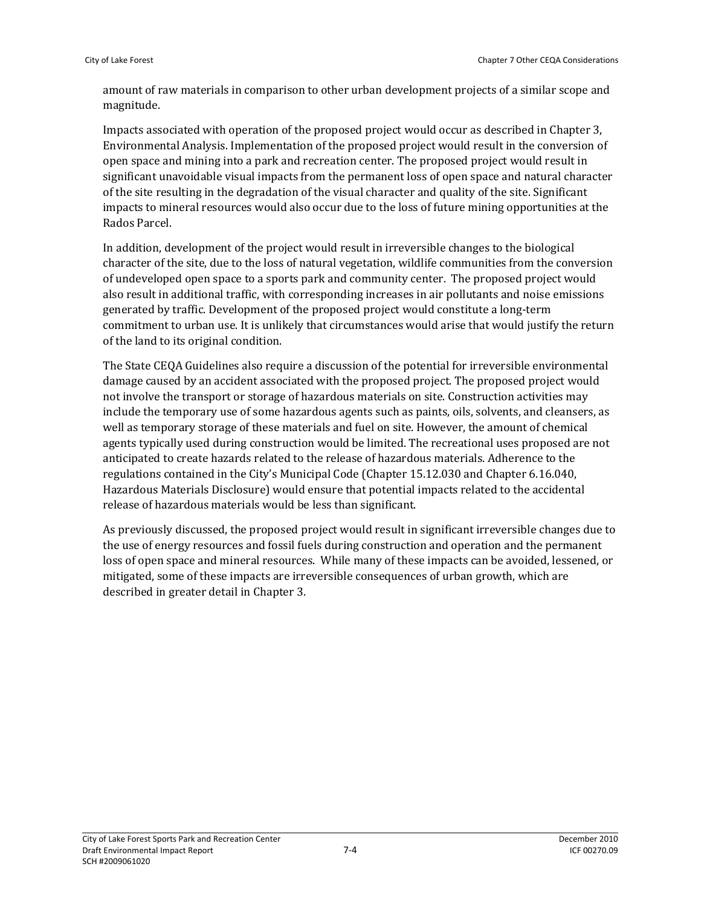amount of raw materials in comparison to other urban development projects of a similar scope and magnitude.

Impacts associated with operation of the proposed project would occur as described in Chapter 3, Environmental Analysis. Implementation of the proposed project would result in the conversion of open space and mining into a park and recreation center. The proposed project would result in significant unavoidable visual impacts from the permanent loss of open space and natural character of the site resulting in the degradation of the visual character and quality of the site. Significant impacts to mineral resources would also occur due to the loss of future mining opportunities at the Rados Parcel.

In addition, development of the project would result in irreversible changes to the biological character of the site, due to the loss of natural vegetation, wildlife communities from the conversion of undeveloped open space to a sports park and community center. The proposed project would also result in additional traffic, with corresponding increases in air pollutants and noise emissions generated by traffic. Development of the proposed project would constitute a long-term commitment to urban use. It is unlikely that circumstances would arise that would justify the return of the land to its original condition.

The State CEQA Guidelines also require a discussion of the potential for irreversible environmental damage caused by an accident associated with the proposed project. The proposed project would not involve the transport or storage of hazardous materials on site. Construction activities may include the temporary use of some hazardous agents such as paints, oils, solvents, and cleansers, as well as temporary storage of these materials and fuel on site. However, the amount of chemical agents typically used during construction would be limited. The recreational uses proposed are not anticipated to create hazards related to the release of hazardous materials. Adherence to the regulations contained in the City's Municipal Code (Chapter 15.12.030 and Chapter 6.16.040, Hazardous Materials Disclosure) would ensure that potential impacts related to the accidental release of hazardous materials would be less than significant.

As previously discussed, the proposed project would result in significant irreversible changes due to the use of energy resources and fossil fuels during construction and operation and the permanent loss of open space and mineral resources. While many of these impacts can be avoided, lessened, or mitigated, some of these impacts are irreversible consequences of urban growth, which are described in greater detail in Chapter 3.